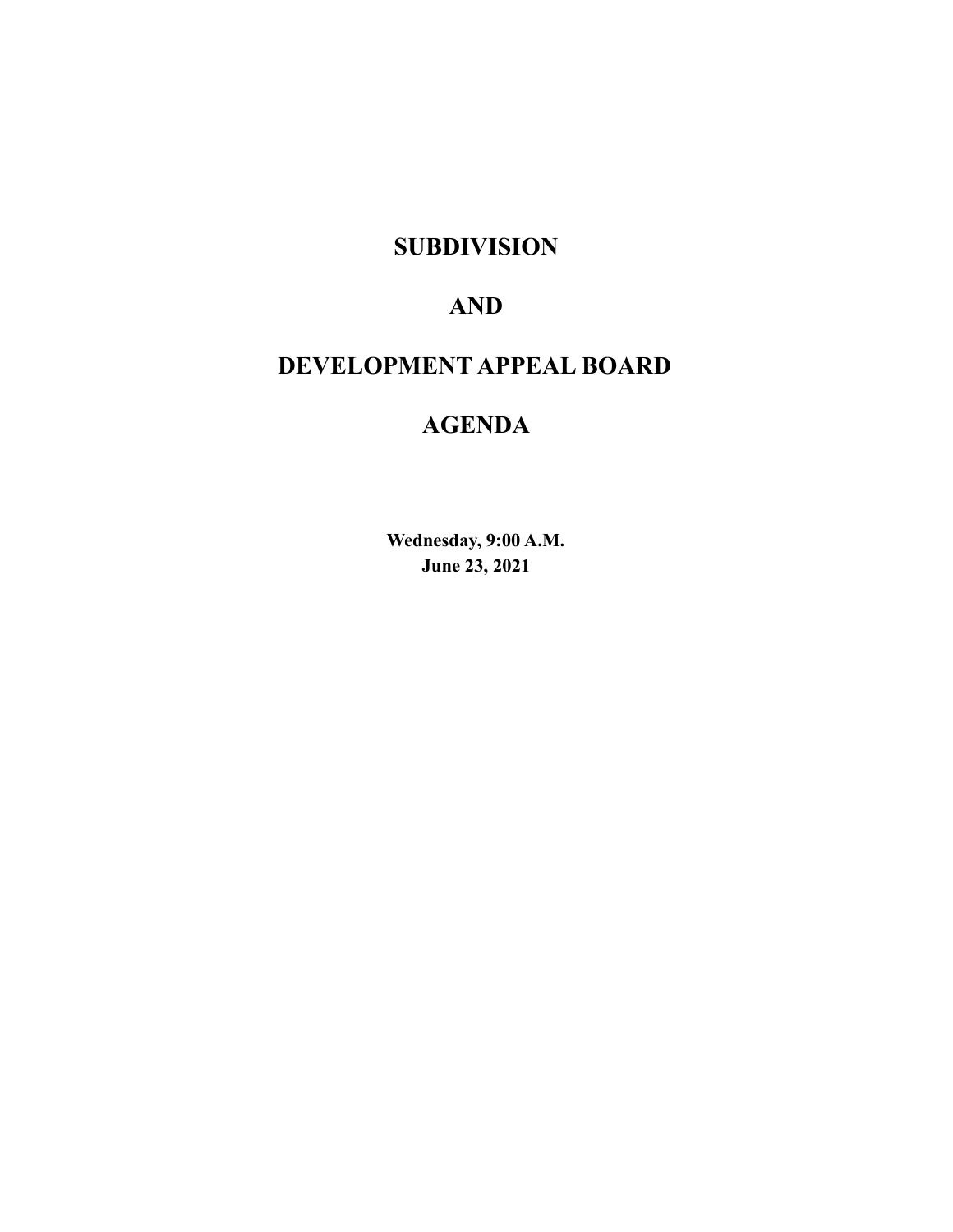# SUBDIVISION

# AND

# DEVELOPMENT APPEAL BOARD

# AGENDA

**Wednesday, 9:00 A.M.**
**June 23, 2021**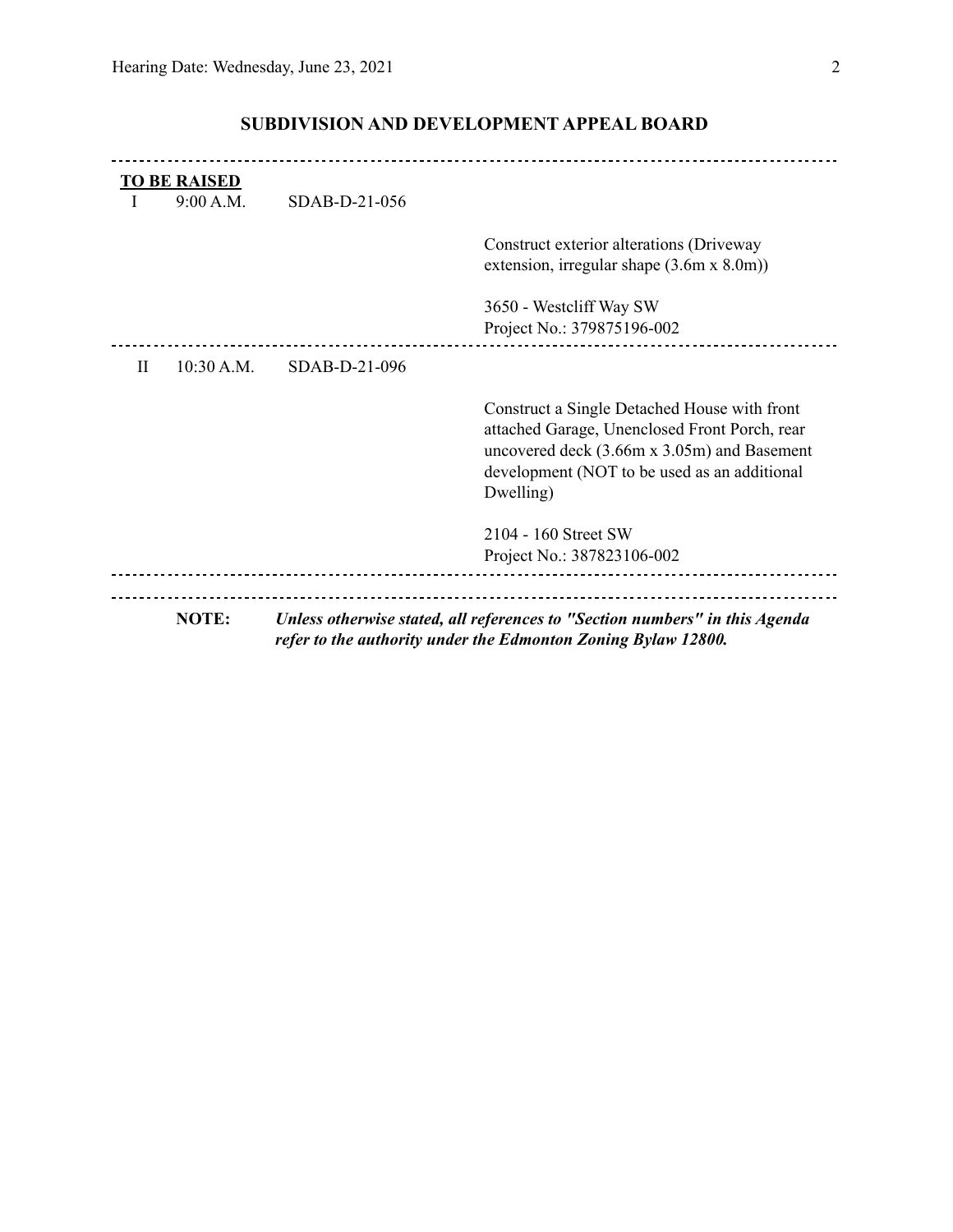## SUBDIVISION AND DEVELOPMENT APPEAL BOARD

---

**TO BE RAISED**

| | | | |
|---|---|---|---|
| I | 9:00 A.M. | SDAB-D-21-056 | Construct exterior alterations (Driveway extension, irregular shape (3.6m x 8.0m))<br><br>3650 - Westcliff Way SW<br>Project No.: 379875196-002 |
| II | 10:30 A.M. | SDAB-D-21-096 | Construct a Single Detached House with front attached Garage, Unenclosed Front Porch, rear uncovered deck (3.66m x 3.05m) and Basement development (NOT to be used as an additional Dwelling)<br><br>2104 - 160 Street SW<br>Project No.: 387823106-002 |

---

**NOTE:** ***Unless otherwise stated, all references to "Section numbers" in this Agenda refer to the authority under the Edmonton Zoning Bylaw 12800.***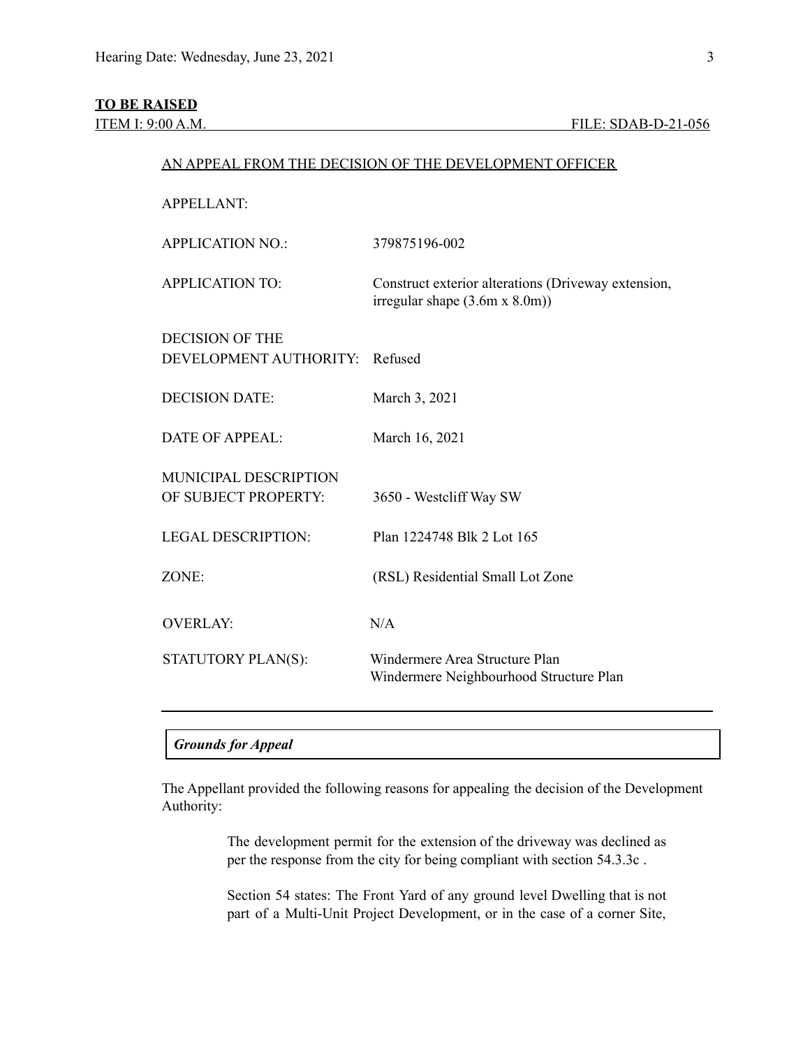**TO BE RAISED**

ITEM I: 9:00 A.M. FILE: SDAB-D-21-056

AN APPEAL FROM THE DECISION OF THE DEVELOPMENT OFFICER

| | |
|---|---|
| APPELLANT: | |
| APPLICATION NO.: | 379875196-002 |
| APPLICATION TO: | Construct exterior alterations (Driveway extension, irregular shape (3.6m x 8.0m)) |
| DECISION OF THE DEVELOPMENT AUTHORITY: | Refused |
| DECISION DATE: | March 3, 2021 |
| DATE OF APPEAL: | March 16, 2021 |
| MUNICIPAL DESCRIPTION OF SUBJECT PROPERTY: | 3650 - Westcliff Way SW |
| LEGAL DESCRIPTION: | Plan 1224748 Blk 2 Lot 165 |
| ZONE: | (RSL) Residential Small Lot Zone |
| OVERLAY: | N/A |
| STATUTORY PLAN(S): | Windermere Area Structure Plan<br>Windermere Neighbourhood Structure Plan |

---

***Grounds for Appeal***

The Appellant provided the following reasons for appealing the decision of the Development Authority:

> The development permit for the extension of the driveway was declined as per the response from the city for being compliant with section 54.3.3c .
>
> Section 54 states: The Front Yard of any ground level Dwelling that is not part of a Multi-Unit Project Development, or in the case of a corner Site,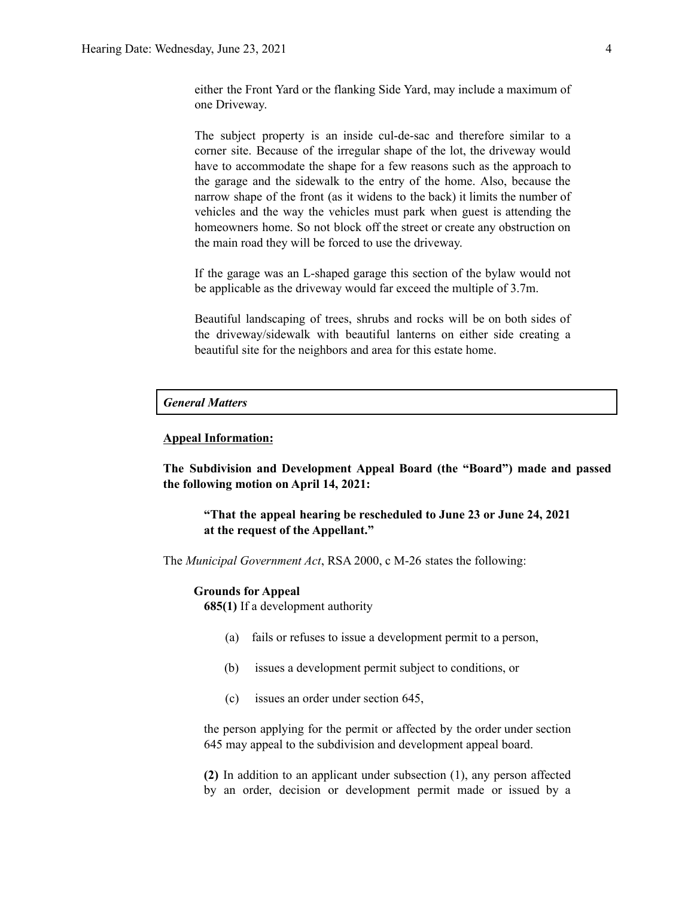either the Front Yard or the flanking Side Yard, may include a maximum of one Driveway.

The subject property is an inside cul-de-sac and therefore similar to a corner site. Because of the irregular shape of the lot, the driveway would have to accommodate the shape for a few reasons such as the approach to the garage and the sidewalk to the entry of the home. Also, because the narrow shape of the front (as it widens to the back) it limits the number of vehicles and the way the vehicles must park when guest is attending the homeowners home. So not block off the street or create any obstruction on the main road they will be forced to use the driveway.

If the garage was an L-shaped garage this section of the bylaw would not be applicable as the driveway would far exceed the multiple of 3.7m.

Beautiful landscaping of trees, shrubs and rocks will be on both sides of the driveway/sidewalk with beautiful lanterns on either side creating a beautiful site for the neighbors and area for this estate home.

### *General Matters*

**Appeal Information:**

**The Subdivision and Development Appeal Board (the "Board") made and passed the following motion on April 14, 2021:**

> **"That the appeal hearing be rescheduled to June 23 or June 24, 2021 at the request of the Appellant."**

The *Municipal Government Act*, RSA 2000, c M-26 states the following:

**Grounds for Appeal**

**685(1)** If a development authority

(a) fails or refuses to issue a development permit to a person,

(b) issues a development permit subject to conditions, or

(c) issues an order under section 645,

the person applying for the permit or affected by the order under section 645 may appeal to the subdivision and development appeal board.

**(2)** In addition to an applicant under subsection (1), any person affected by an order, decision or development permit made or issued by a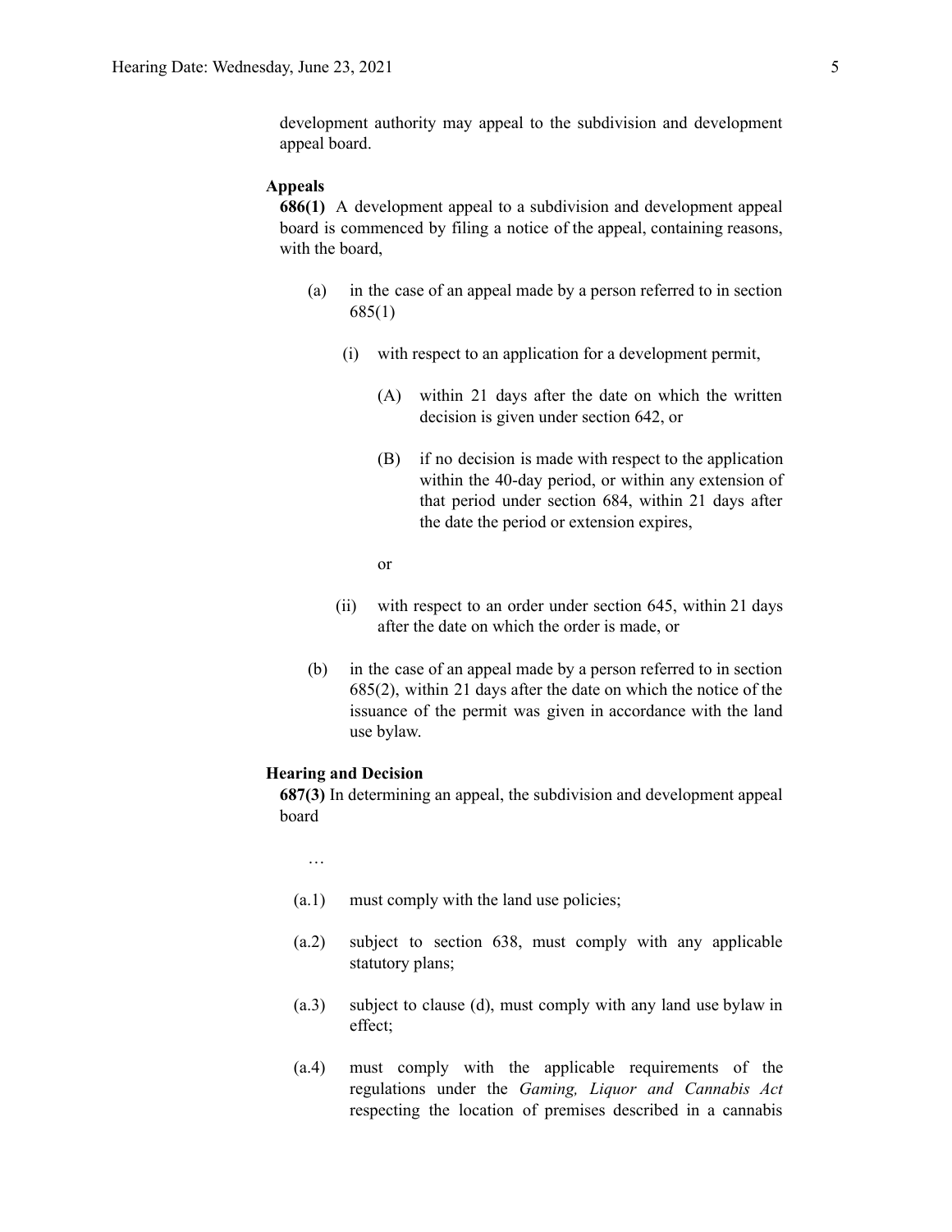development authority may appeal to the subdivision and development appeal board.

**Appeals**

**686(1)** A development appeal to a subdivision and development appeal board is commenced by filing a notice of the appeal, containing reasons, with the board,

- (a) in the case of an appeal made by a person referred to in section 685(1)

  - (i) with respect to an application for a development permit,

    - (A) within 21 days after the date on which the written decision is given under section 642, or

    - (B) if no decision is made with respect to the application within the 40-day period, or within any extension of that period under section 684, within 21 days after the date the period or extension expires,

    or

  - (ii) with respect to an order under section 645, within 21 days after the date on which the order is made, or

- (b) in the case of an appeal made by a person referred to in section 685(2), within 21 days after the date on which the notice of the issuance of the permit was given in accordance with the land use bylaw.

**Hearing and Decision**

**687(3)** In determining an appeal, the subdivision and development appeal board

…

- (a.1) must comply with the land use policies;

- (a.2) subject to section 638, must comply with any applicable statutory plans;

- (a.3) subject to clause (d), must comply with any land use bylaw in effect;

- (a.4) must comply with the applicable requirements of the regulations under the *Gaming, Liquor and Cannabis Act* respecting the location of premises described in a cannabis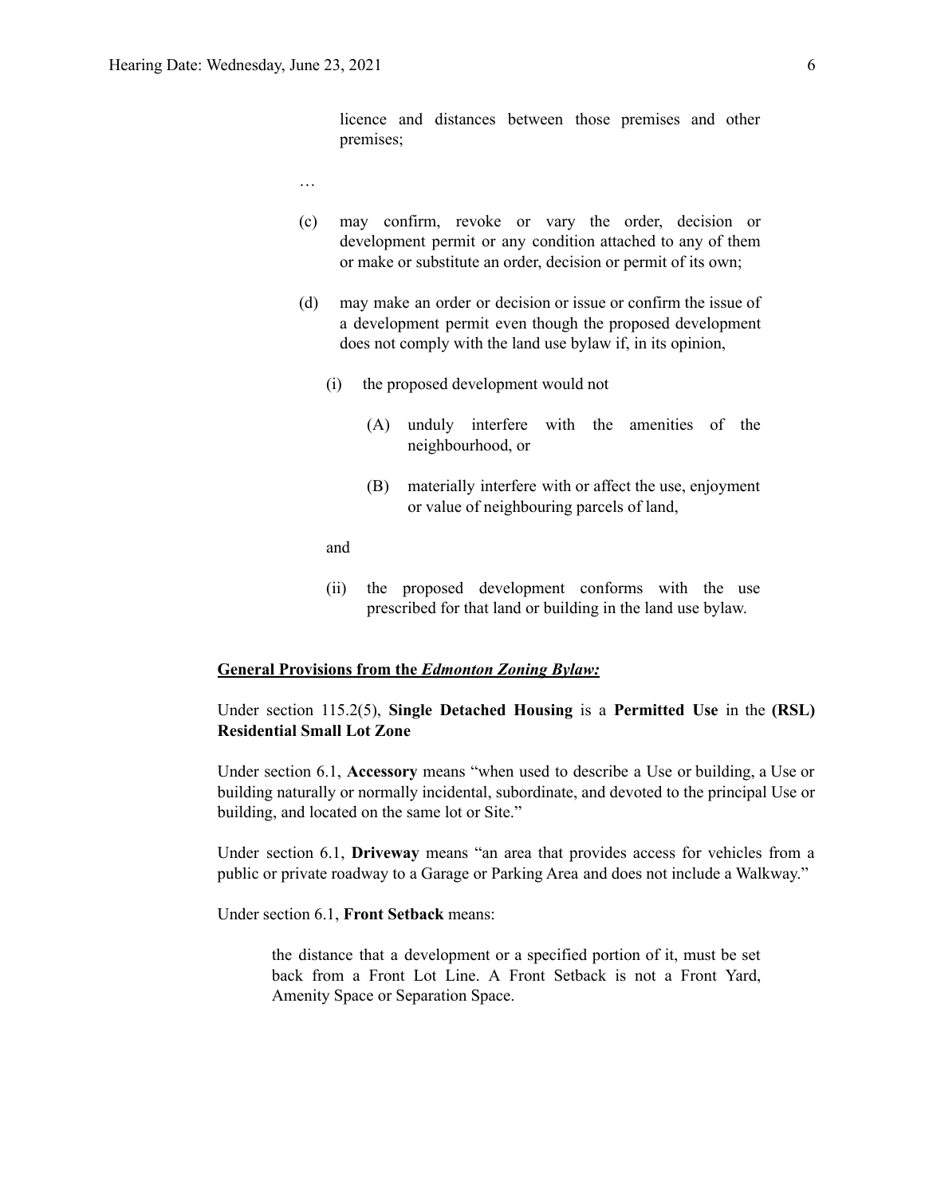licence and distances between those premises and other premises;

…

(c) may confirm, revoke or vary the order, decision or development permit or any condition attached to any of them or make or substitute an order, decision or permit of its own;

(d) may make an order or decision or issue or confirm the issue of a development permit even though the proposed development does not comply with the land use bylaw if, in its opinion,

(i) the proposed development would not

(A) unduly interfere with the amenities of the neighbourhood, or

(B) materially interfere with or affect the use, enjoyment or value of neighbouring parcels of land,

and

(ii) the proposed development conforms with the use prescribed for that land or building in the land use bylaw.

**<u>General Provisions from the *Edmonton Zoning Bylaw:*</u>**

Under section 115.2(5), **Single Detached Housing** is a **Permitted Use** in the **(RSL) Residential Small Lot Zone**

Under section 6.1, **Accessory** means "when used to describe a Use or building, a Use or building naturally or normally incidental, subordinate, and devoted to the principal Use or building, and located on the same lot or Site."

Under section 6.1, **Driveway** means "an area that provides access for vehicles from a public or private roadway to a Garage or Parking Area and does not include a Walkway."

Under section 6.1, **Front Setback** means:

> the distance that a development or a specified portion of it, must be set back from a Front Lot Line. A Front Setback is not a Front Yard, Amenity Space or Separation Space.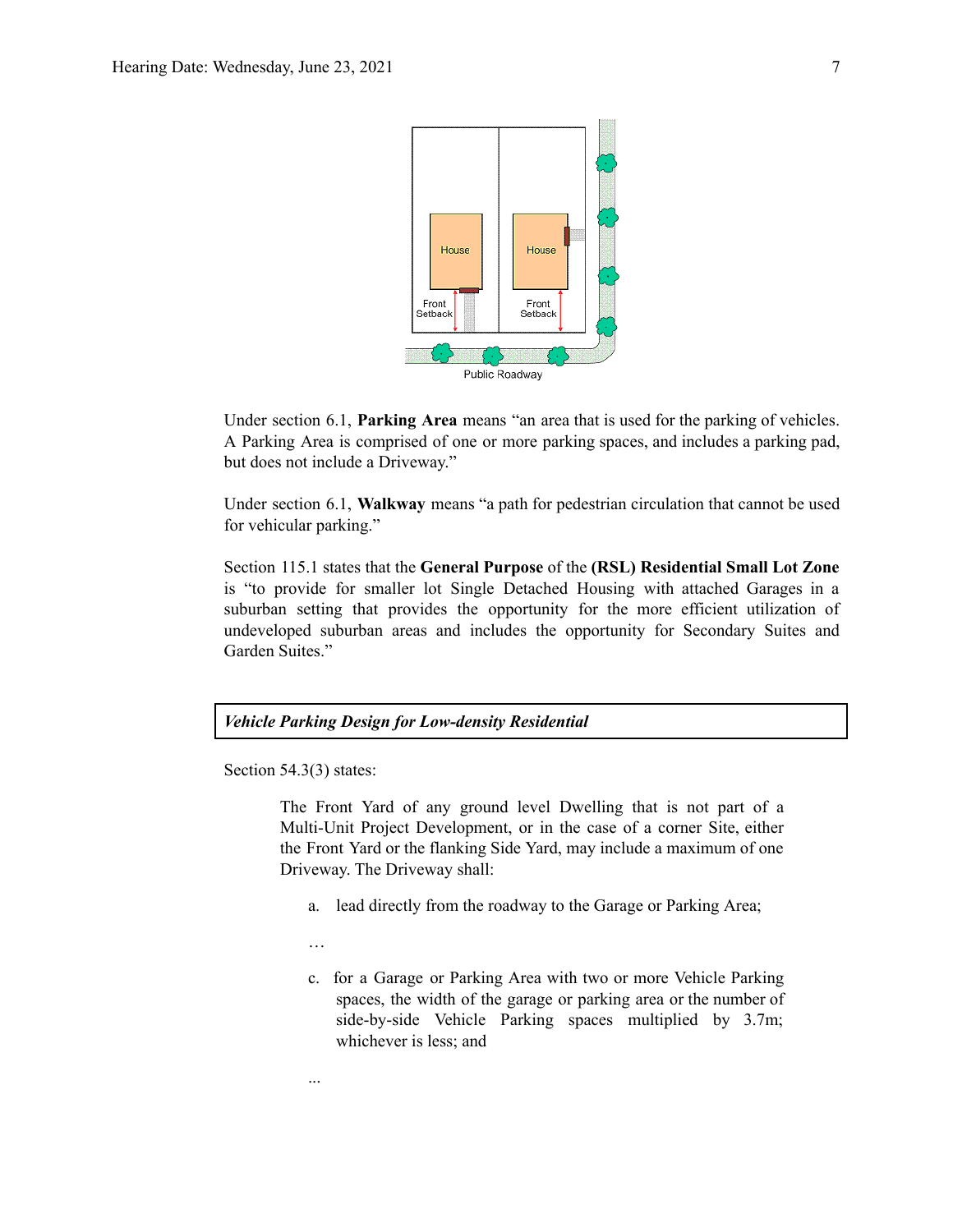Under section 6.1, **Parking Area** means "an area that is used for the parking of vehicles. A Parking Area is comprised of one or more parking spaces, and includes a parking pad, but does not include a Driveway."

Under section 6.1, **Walkway** means "a path for pedestrian circulation that cannot be used for vehicular parking."

Section 115.1 states that the **General Purpose** of the **(RSL) Residential Small Lot Zone** is "to provide for smaller lot Single Detached Housing with attached Garages in a suburban setting that provides the opportunity for the more efficient utilization of undeveloped suburban areas and includes the opportunity for Secondary Suites and Garden Suites."

***Vehicle Parking Design for Low-density Residential***

Section 54.3(3) states:

> The Front Yard of any ground level Dwelling that is not part of a Multi-Unit Project Development, or in the case of a corner Site, either the Front Yard or the flanking Side Yard, may include a maximum of one Driveway. The Driveway shall:
>
> a. lead directly from the roadway to the Garage or Parking Area;
>
> …
>
> c. for a Garage or Parking Area with two or more Vehicle Parking spaces, the width of the garage or parking area or the number of side-by-side Vehicle Parking spaces multiplied by 3.7m; whichever is less; and
>
> ...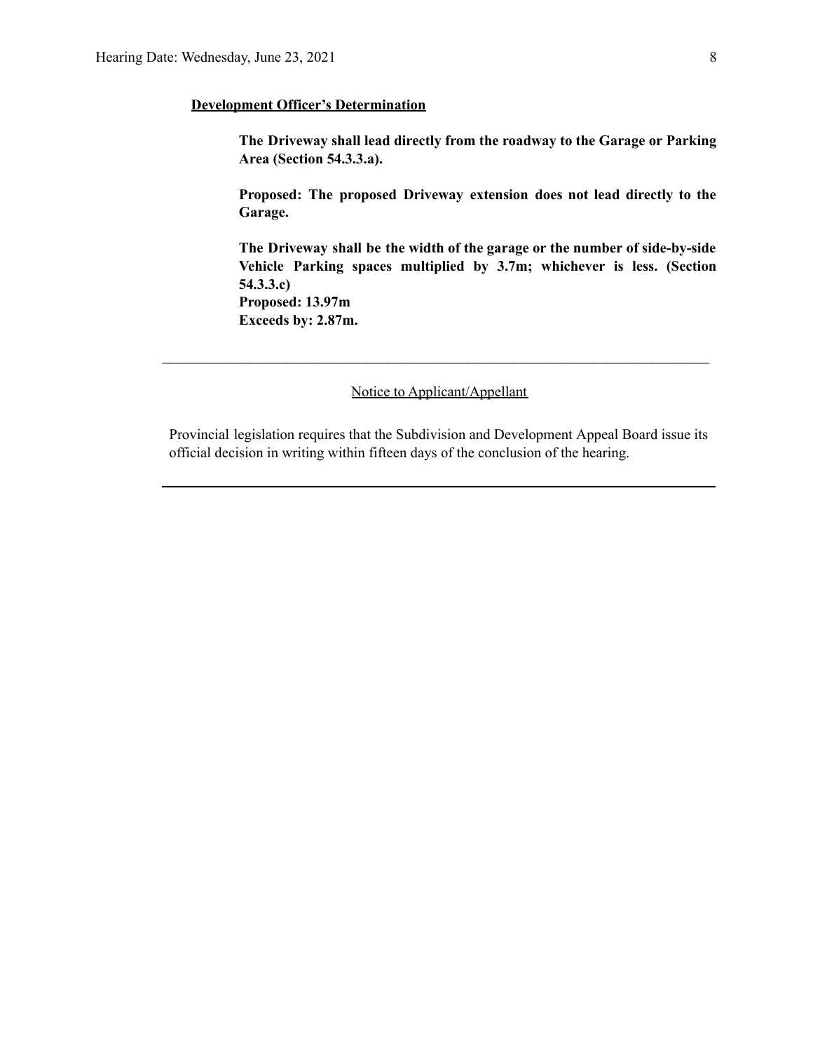**Development Officer's Determination**

**The Driveway shall lead directly from the roadway to the Garage or Parking Area (Section 54.3.3.a).**

**Proposed: The proposed Driveway extension does not lead directly to the Garage.**

**The Driveway shall be the width of the garage or the number of side-by-side Vehicle Parking spaces multiplied by 3.7m; whichever is less. (Section 54.3.3.c)**
**Proposed: 13.97m**
**Exceeds by: 2.87m.**

---

Notice to Applicant/Appellant

Provincial legislation requires that the Subdivision and Development Appeal Board issue its official decision in writing within fifteen days of the conclusion of the hearing.

---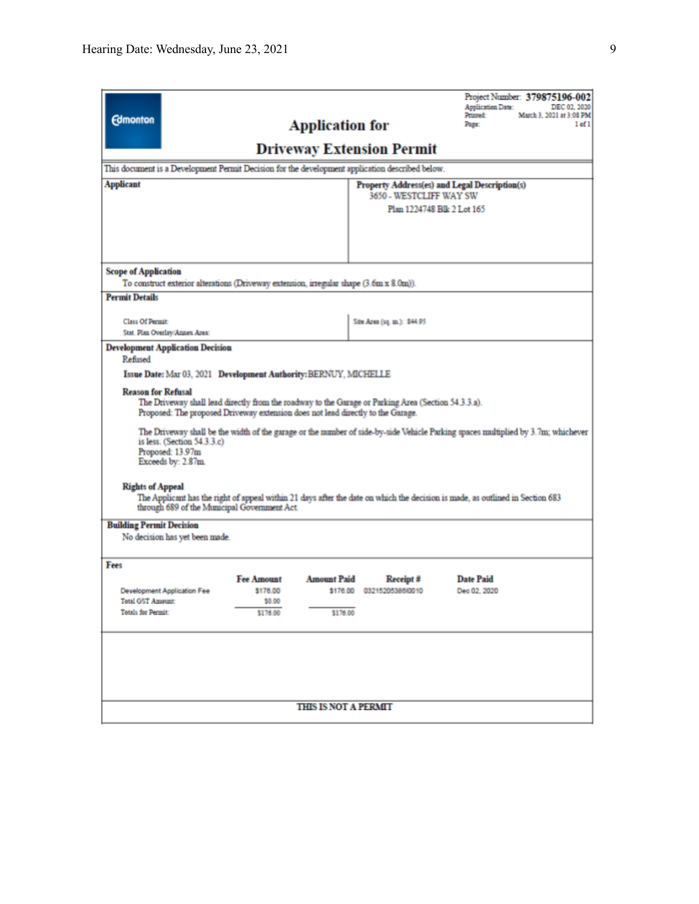Edmonton

Project Number: **379875196-002**
Application Date: DEC 02, 2020
Printed: March 3, 2021 at 3:08 PM
Page: 1 of 1

# Application for
# Driveway Extension Permit

This document is a Development Permit Decision for the development application described below.

**Applicant**

**Property Address(es) and Legal Description(s)**
3650 - WESTCLIFF WAY SW
Plan 1224748 Blk 2 Lot 165

**Scope of Application**
To construct exterior alterations (Driveway extension, irregular shape (3.6m x 8.0m)).

**Permit Details**

Class Of Permit:
Stat. Plan Overlay/Annex Area:
Site Area (sq. m.): 844.95

**Development Application Decision**
Refused

**Issue Date:** Mar 03, 2021 **Development Authority:** BERNUY, MICHELLE

**Reason for Refusal**

The Driveway shall lead directly from the roadway to the Garage or Parking Area (Section 54.3.3.a).
Proposed: The proposed Driveway extension does not lead directly to the Garage.

The Driveway shall be the width of the garage or the number of side-by-side Vehicle Parking spaces multiplied by 3.7m; whichever is less. (Section 54.3.3.c)
Proposed: 13.97m
Exceeds by: 2.87m

**Rights of Appeal**
The Applicant has the right of appeal within 21 days after the date on which the decision is made, as outlined in Section 683 through 689 of the Municipal Government Act.

**Building Permit Decision**
No decision has yet been made.

**Fees**

| | Fee Amount | Amount Paid | Receipt # | Date Paid |
|---|---|---|---|---|
| Development Application Fee | $176.00 | $176.00 | 03215205386I0010 | Dec 02, 2020 |
| Total GST Amount: | $0.00 | | | |
| Totals for Permit: | $176.00 | $176.00 | | |

THIS IS NOT A PERMIT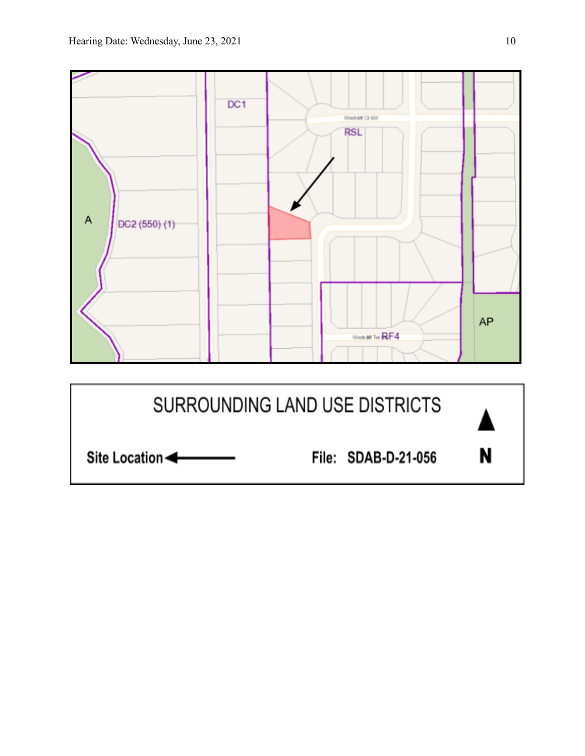DC1

Westcliff Cl SW

RSL

A

DC2 (550) (1)

AP

Westcliff Ter RF4

| SURROUNDING LAND USE DISTRICTS | | N |
|---|---|---|
| Site Location ← | File: SDAB-D-21-056 | |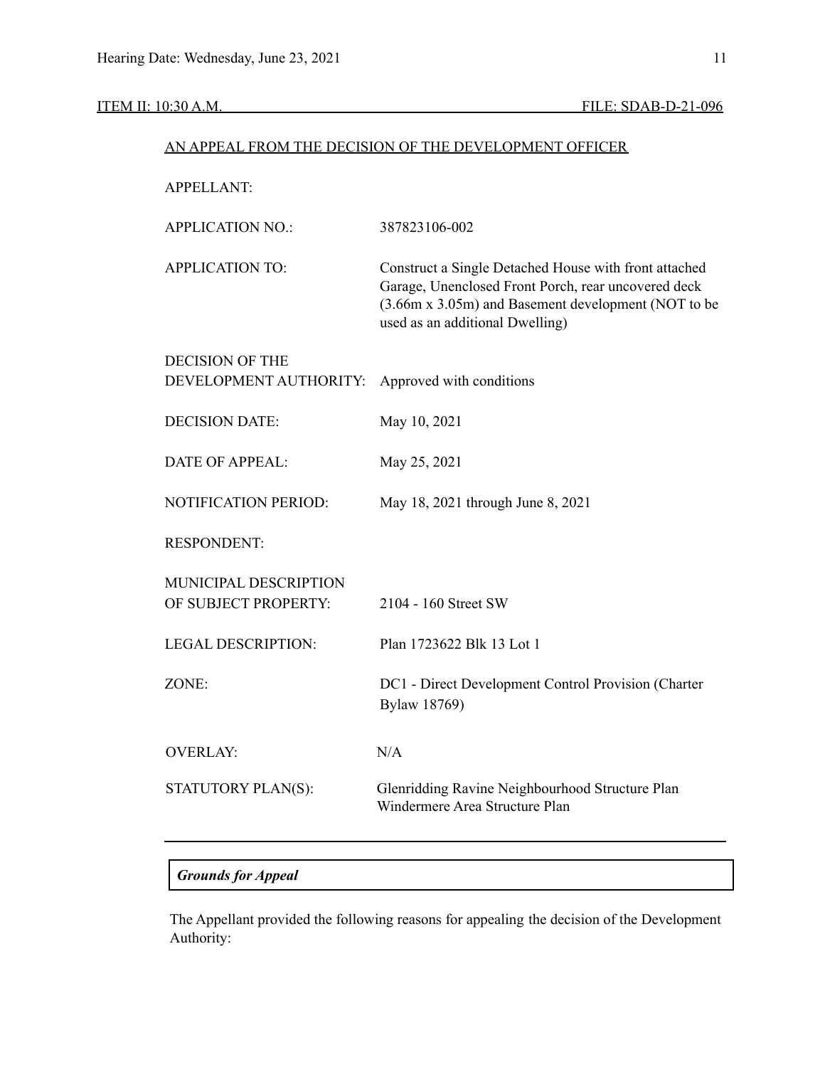ITEM II: 10:30 A.M. FILE: SDAB-D-21-096

AN APPEAL FROM THE DECISION OF THE DEVELOPMENT OFFICER

| | |
|---|---|
| APPELLANT: | |
| APPLICATION NO.: | 387823106-002 |
| APPLICATION TO: | Construct a Single Detached House with front attached Garage, Unenclosed Front Porch, rear uncovered deck (3.66m x 3.05m) and Basement development (NOT to be used as an additional Dwelling) |
| DECISION OF THE DEVELOPMENT AUTHORITY: | Approved with conditions |
| DECISION DATE: | May 10, 2021 |
| DATE OF APPEAL: | May 25, 2021 |
| NOTIFICATION PERIOD: | May 18, 2021 through June 8, 2021 |
| RESPONDENT: | |
| MUNICIPAL DESCRIPTION OF SUBJECT PROPERTY: | 2104 - 160 Street SW |
| LEGAL DESCRIPTION: | Plan 1723622 Blk 13 Lot 1 |
| ZONE: | DC1 - Direct Development Control Provision (Charter Bylaw 18769) |
| OVERLAY: | N/A |
| STATUTORY PLAN(S): | Glenridding Ravine Neighbourhood Structure Plan<br>Windermere Area Structure Plan |

---

***Grounds for Appeal***

The Appellant provided the following reasons for appealing the decision of the Development Authority: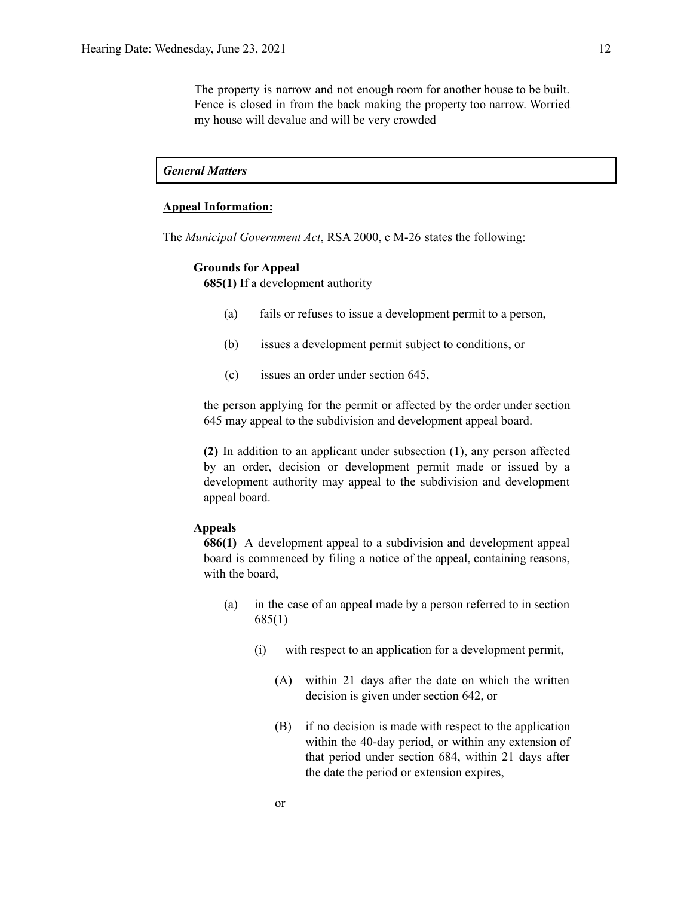The property is narrow and not enough room for another house to be built. Fence is closed in from the back making the property too narrow. Worried my house will devalue and will be very crowded

***General Matters***

**Appeal Information:**

The *Municipal Government Act*, RSA 2000, c M-26 states the following:

**Grounds for Appeal**

**685(1)** If a development authority

(a) fails or refuses to issue a development permit to a person,

(b) issues a development permit subject to conditions, or

(c) issues an order under section 645,

the person applying for the permit or affected by the order under section 645 may appeal to the subdivision and development appeal board.

**(2)** In addition to an applicant under subsection (1), any person affected by an order, decision or development permit made or issued by a development authority may appeal to the subdivision and development appeal board.

**Appeals**

**686(1)** A development appeal to a subdivision and development appeal board is commenced by filing a notice of the appeal, containing reasons, with the board,

(a) in the case of an appeal made by a person referred to in section 685(1)

(i) with respect to an application for a development permit,

(A) within 21 days after the date on which the written decision is given under section 642, or

(B) if no decision is made with respect to the application within the 40-day period, or within any extension of that period under section 684, within 21 days after the date the period or extension expires,

or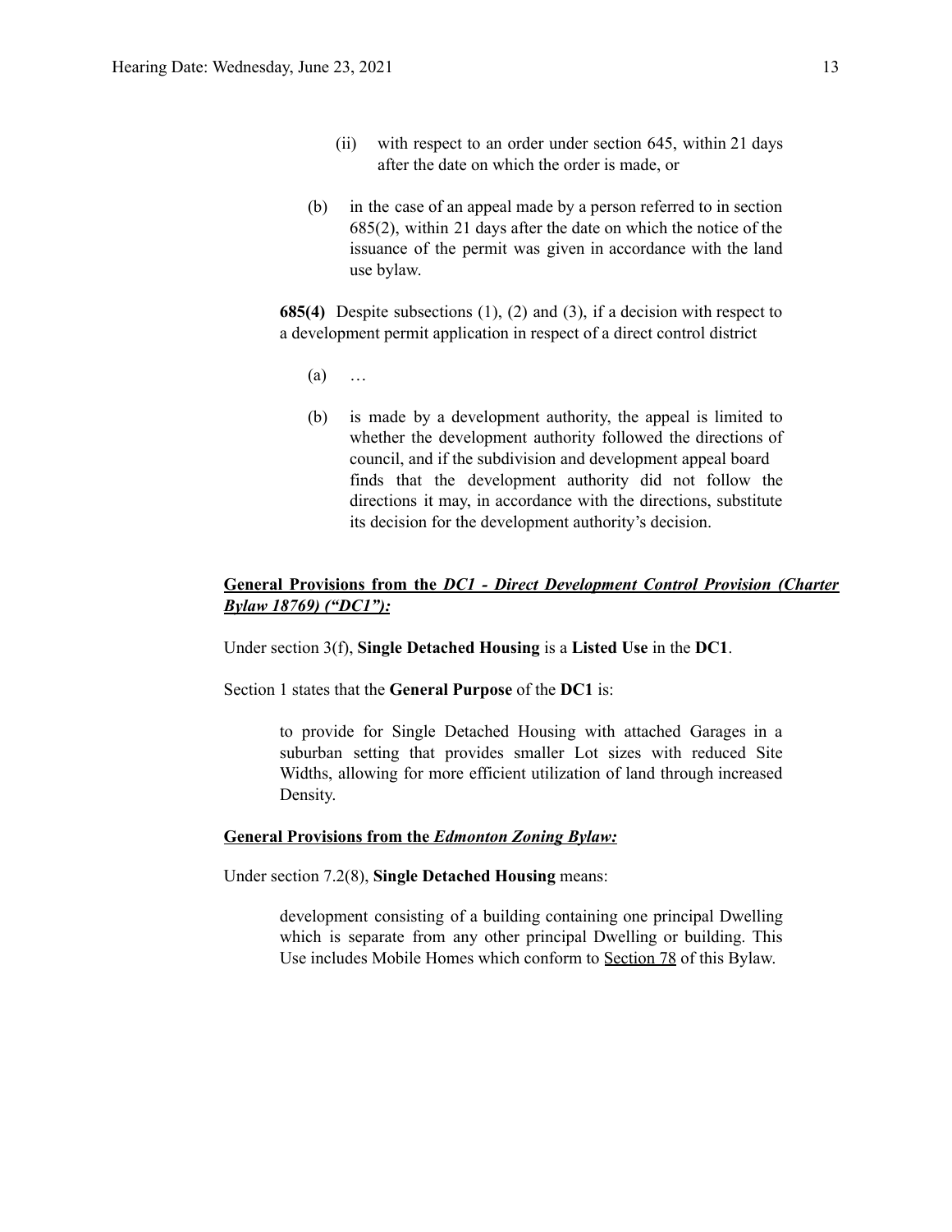(ii) with respect to an order under section 645, within 21 days after the date on which the order is made, or

(b) in the case of an appeal made by a person referred to in section 685(2), within 21 days after the date on which the notice of the issuance of the permit was given in accordance with the land use bylaw.

**685(4)** Despite subsections (1), (2) and (3), if a decision with respect to a development permit application in respect of a direct control district

(a) …

(b) is made by a development authority, the appeal is limited to whether the development authority followed the directions of council, and if the subdivision and development appeal board finds that the development authority did not follow the directions it may, in accordance with the directions, substitute its decision for the development authority's decision.

**General Provisions from the *DC1 - Direct Development Control Provision (Charter Bylaw 18769) ("DC1"):***

Under section 3(f), **Single Detached Housing** is a **Listed Use** in the **DC1**.

Section 1 states that the **General Purpose** of the **DC1** is:

> to provide for Single Detached Housing with attached Garages in a suburban setting that provides smaller Lot sizes with reduced Site Widths, allowing for more efficient utilization of land through increased Density.

**General Provisions from the *Edmonton Zoning Bylaw:***

Under section 7.2(8), **Single Detached Housing** means:

> development consisting of a building containing one principal Dwelling which is separate from any other principal Dwelling or building. This Use includes Mobile Homes which conform to Section 78 of this Bylaw.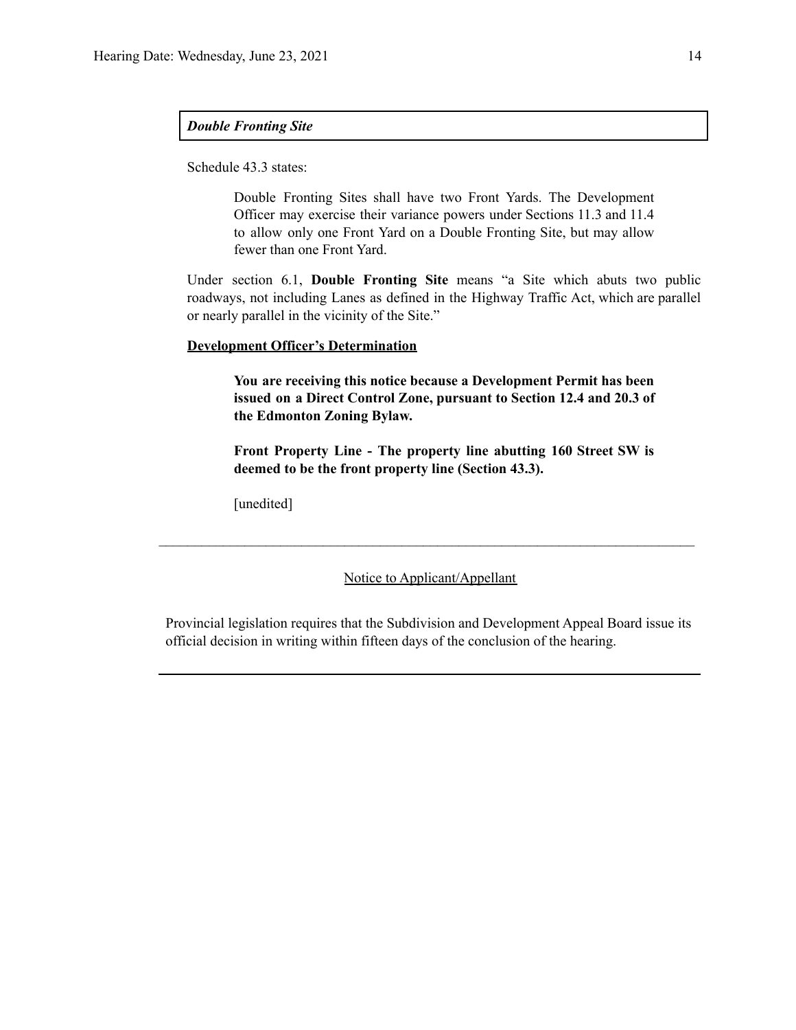***Double Fronting Site***

Schedule 43.3 states:

> Double Fronting Sites shall have two Front Yards. The Development Officer may exercise their variance powers under Sections 11.3 and 11.4 to allow only one Front Yard on a Double Fronting Site, but may allow fewer than one Front Yard.

Under section 6.1, **Double Fronting Site** means "a Site which abuts two public roadways, not including Lanes as defined in the Highway Traffic Act, which are parallel or nearly parallel in the vicinity of the Site."

**Development Officer's Determination**

> **You are receiving this notice because a Development Permit has been issued on a Direct Control Zone, pursuant to Section 12.4 and 20.3 of the Edmonton Zoning Bylaw.**
>
> **Front Property Line - The property line abutting 160 Street SW is deemed to be the front property line (Section 43.3).**
>
> [unedited]

---

Notice to Applicant/Appellant

Provincial legislation requires that the Subdivision and Development Appeal Board issue its official decision in writing within fifteen days of the conclusion of the hearing.

---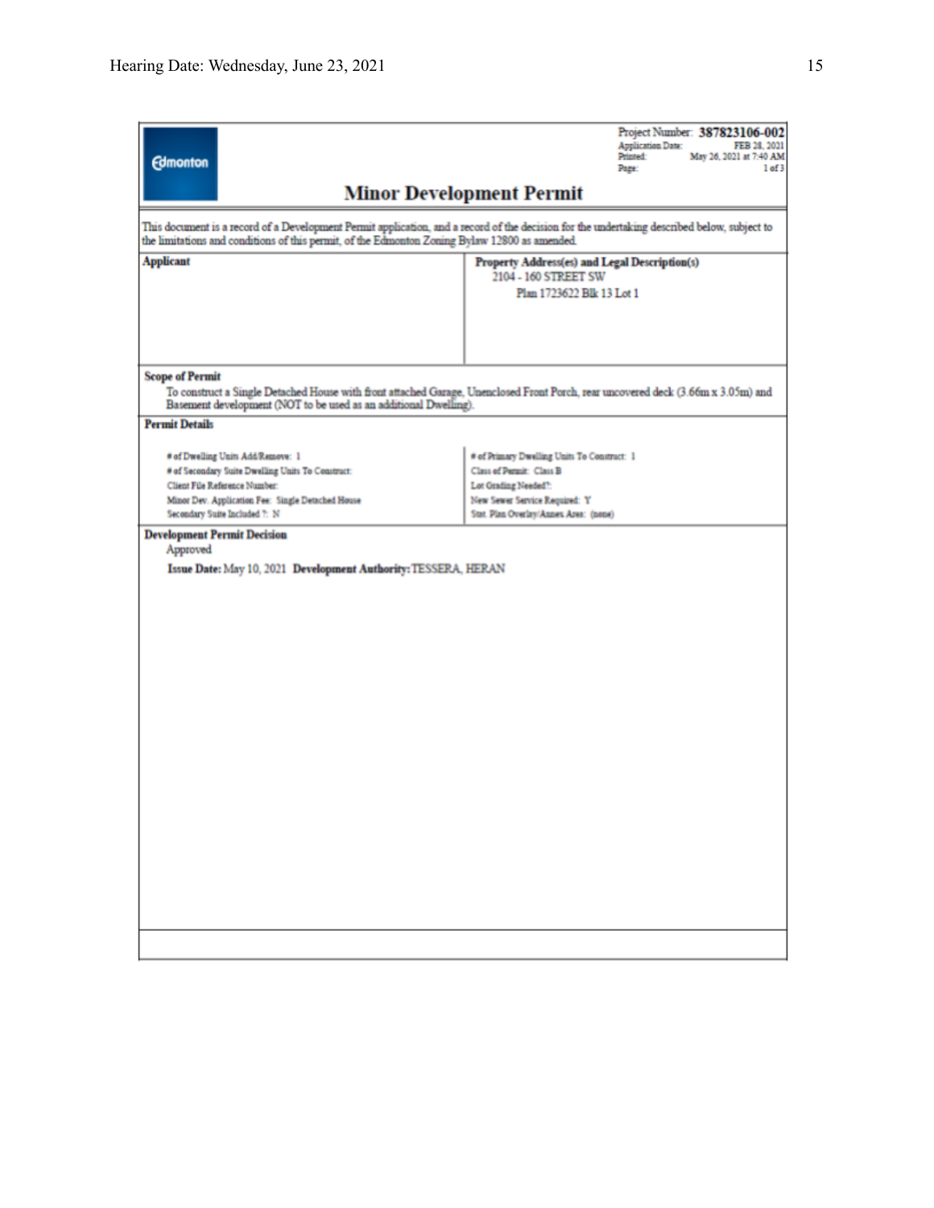Edmonton

Project Number: **387823106-002**
Application Date: FEB 28, 2021
Printed: May 26, 2021 at 7:40 AM
Page: 1 of 3

# Minor Development Permit

This document is a record of a Development Permit application, and a record of the decision for the undertaking described below, subject to the limitations and conditions of this permit, of the Edmonton Zoning Bylaw 12800 as amended.

| **Applicant** | **Property Address(es) and Legal Description(s)** |
|---|---|
| | 2104 - 160 STREET SW<br>Plan 1723622 Blk 13 Lot 1 |

**Scope of Permit**

To construct a Single Detached House with front attached Garage, Unenclosed Front Porch, rear uncovered deck (3.66m x 3.05m) and Basement development (NOT to be used as an additional Dwelling).

**Permit Details**

| | |
|---|---|
| # of Dwelling Units Add/Remove: 1 | # of Primary Dwelling Units To Construct: 1 |
| # of Secondary Suite Dwelling Units To Construct: | Class of Permit: Class B |
| Client File Reference Number: | Lot Grading Needed?: |
| Minor Dev. Application Fee: Single Detached House | New Sewer Service Required: Y |
| Secondary Suite Included ?: N | Stat. Plan Overlay/Annex Area: (none) |

**Development Permit Decision**

Approved

**Issue Date:** May 10, 2021 **Development Authority:** TESSERA, HERAN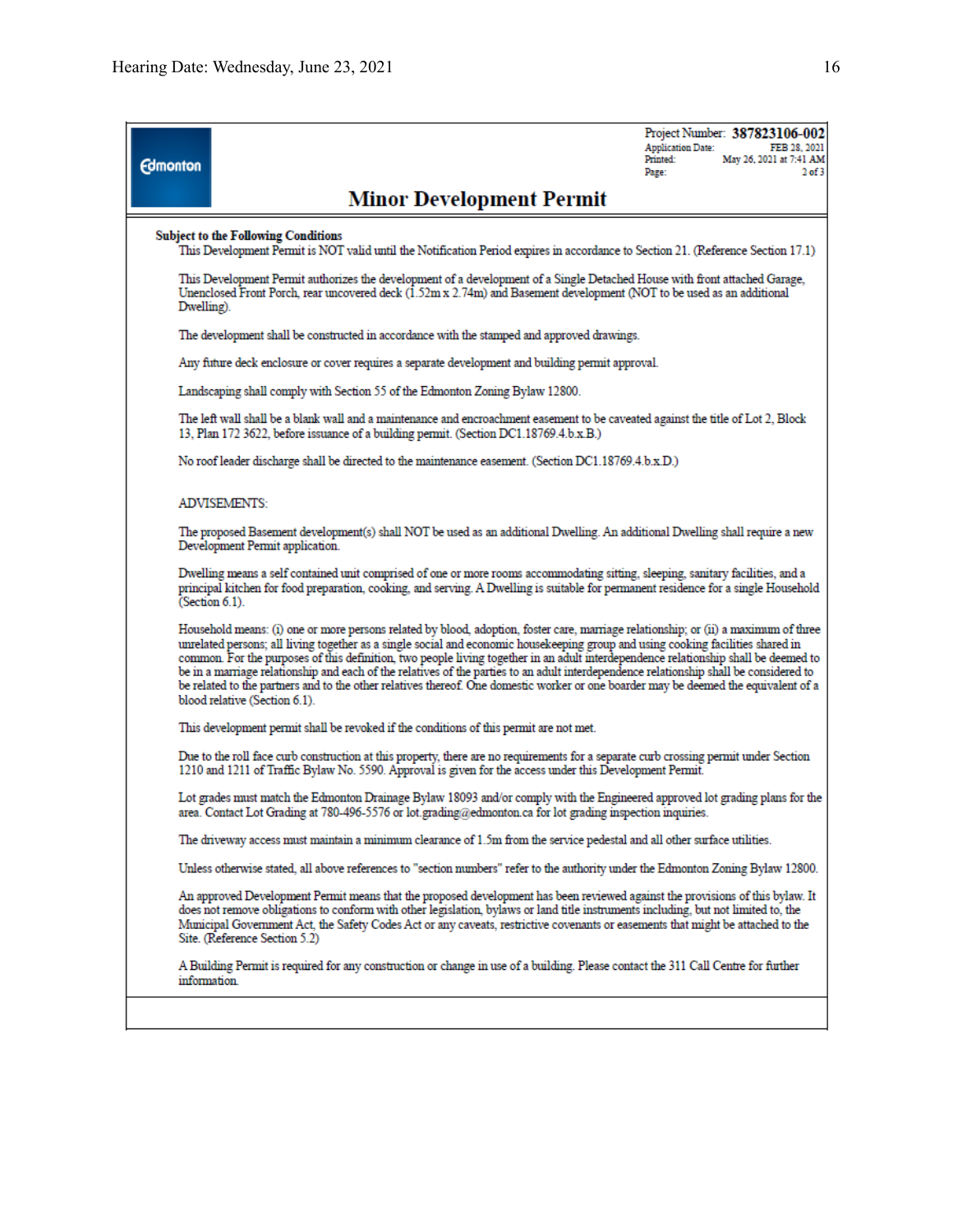Edmonton

Project Number: **387823106-002**
Application Date: FEB 28, 2021
Printed: May 26, 2021 at 7:41 AM
Page: 2 of 3

## Minor Development Permit

**Subject to the Following Conditions**

This Development Permit is NOT valid until the Notification Period expires in accordance to Section 21. (Reference Section 17.1)

This Development Permit authorizes the development of a development of a Single Detached House with front attached Garage, Unenclosed Front Porch, rear uncovered deck (1.52m x 2.74m) and Basement development (NOT to be used as an additional Dwelling).

The development shall be constructed in accordance with the stamped and approved drawings.

Any future deck enclosure or cover requires a separate development and building permit approval.

Landscaping shall comply with Section 55 of the Edmonton Zoning Bylaw 12800.

The left wall shall be a blank wall and a maintenance and encroachment easement to be caveated against the title of Lot 2, Block 13, Plan 172 3622, before issuance of a building permit. (Section DC1.18769.4.b.x.B.)

No roof leader discharge shall be directed to the maintenance easement. (Section DC1.18769.4.b.x.D.)

ADVISEMENTS:

The proposed Basement development(s) shall NOT be used as an additional Dwelling. An additional Dwelling shall require a new Development Permit application.

Dwelling means a self contained unit comprised of one or more rooms accommodating sitting, sleeping, sanitary facilities, and a principal kitchen for food preparation, cooking, and serving. A Dwelling is suitable for permanent residence for a single Household (Section 6.1).

Household means: (i) one or more persons related by blood, adoption, foster care, marriage relationship; or (ii) a maximum of three unrelated persons; all living together as a single social and economic housekeeping group and using cooking facilities shared in common. For the purposes of this definition, two people living together in an adult interdependence relationship shall be deemed to be in a marriage relationship and each of the relatives of the parties to an adult interdependence relationship shall be considered to be related to the partners and to the other relatives thereof. One domestic worker or one boarder may be deemed the equivalent of a blood relative (Section 6.1).

This development permit shall be revoked if the conditions of this permit are not met.

Due to the roll face curb construction at this property, there are no requirements for a separate curb crossing permit under Section 1210 and 1211 of Traffic Bylaw No. 5590. Approval is given for the access under this Development Permit.

Lot grades must match the Edmonton Drainage Bylaw 18093 and/or comply with the Engineered approved lot grading plans for the area. Contact Lot Grading at 780-496-5576 or lot.grading@edmonton.ca for lot grading inspection inquiries.

The driveway access must maintain a minimum clearance of 1.5m from the service pedestal and all other surface utilities.

Unless otherwise stated, all above references to "section numbers" refer to the authority under the Edmonton Zoning Bylaw 12800.

An approved Development Permit means that the proposed development has been reviewed against the provisions of this bylaw. It does not remove obligations to conform with other legislation, bylaws or land title instruments including, but not limited to, the Municipal Government Act, the Safety Codes Act or any caveats, restrictive covenants or easements that might be attached to the Site. (Reference Section 5.2)

A Building Permit is required for any construction or change in use of a building. Please contact the 311 Call Centre for further information.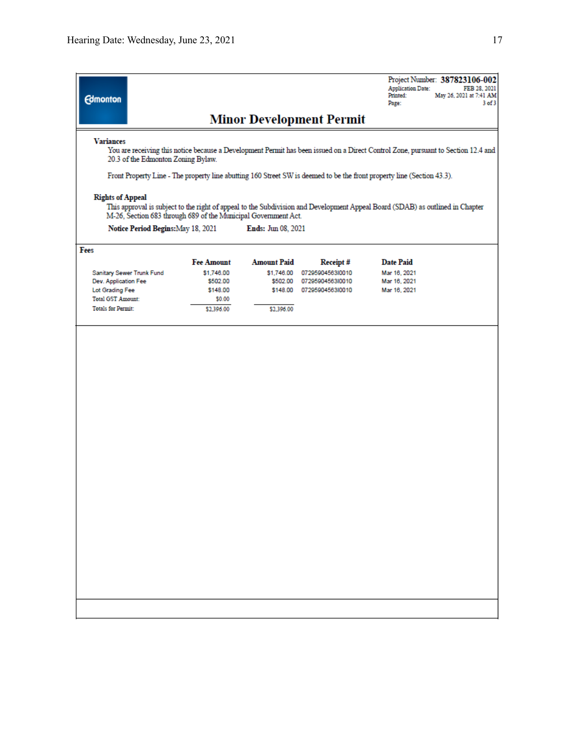Project Number: **387823106-002**
Application Date: FEB 28, 2021
Printed: May 26, 2021 at 7:41 AM
Page: 3 of 3

# Minor Development Permit

**Variances**

You are receiving this notice because a Development Permit has been issued on a Direct Control Zone, pursuant to Section 12.4 and 20.3 of the Edmonton Zoning Bylaw.

Front Property Line - The property line abutting 160 Street SW is deemed to be the front property line (Section 43.3).

**Rights of Appeal**

This approval is subject to the right of appeal to the Subdivision and Development Appeal Board (SDAB) as outlined in Chapter M-26, Section 683 through 689 of the Municipal Government Act.

**Notice Period Begins:** May 18, 2021 **Ends:** Jun 08, 2021

**Fees**

| | Fee Amount | Amount Paid | Receipt # | Date Paid |
|---|---|---|---|---|
| Sanitary Sewer Trunk Fund | $1,746.00 | $1,746.00 | 07295904563I0010 | Mar 16, 2021 |
| Dev. Application Fee | $502.00 | $502.00 | 07295904563I0010 | Mar 16, 2021 |
| Lot Grading Fee | $148.00 | $148.00 | 07295904563I0010 | Mar 16, 2021 |
| Total GST Amount: | $0.00 | | | |
| Totals for Permit: | $2,396.00 | $2,396.00 | | |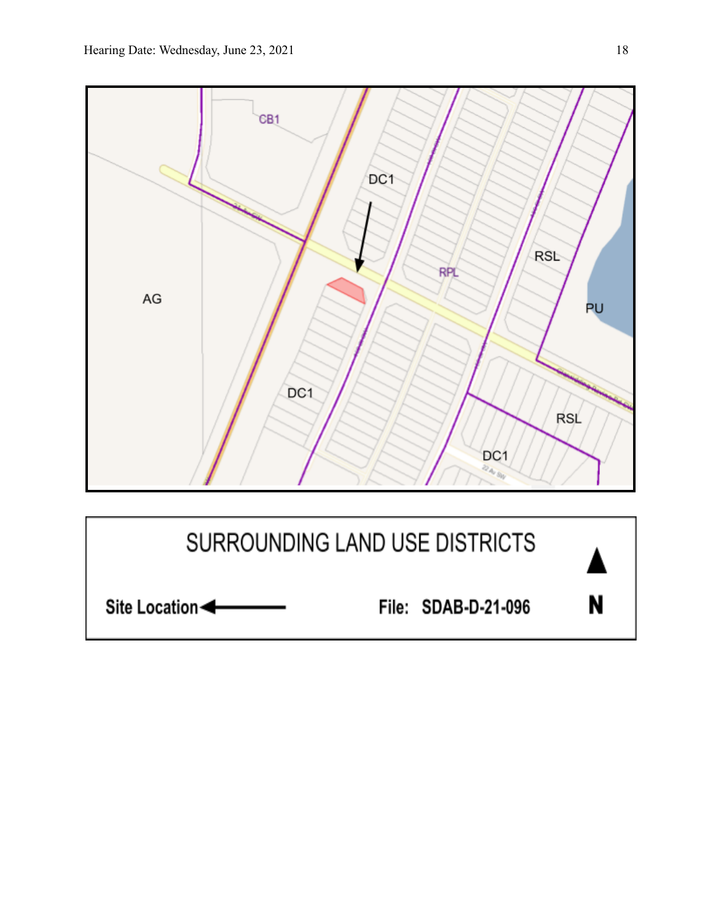CB1

DC1

AG

RPL

RSL

PU

DC1

RSL

DC1

SURROUNDING LAND USE DISTRICTS

Site Location

File: SDAB-D-21-096

N